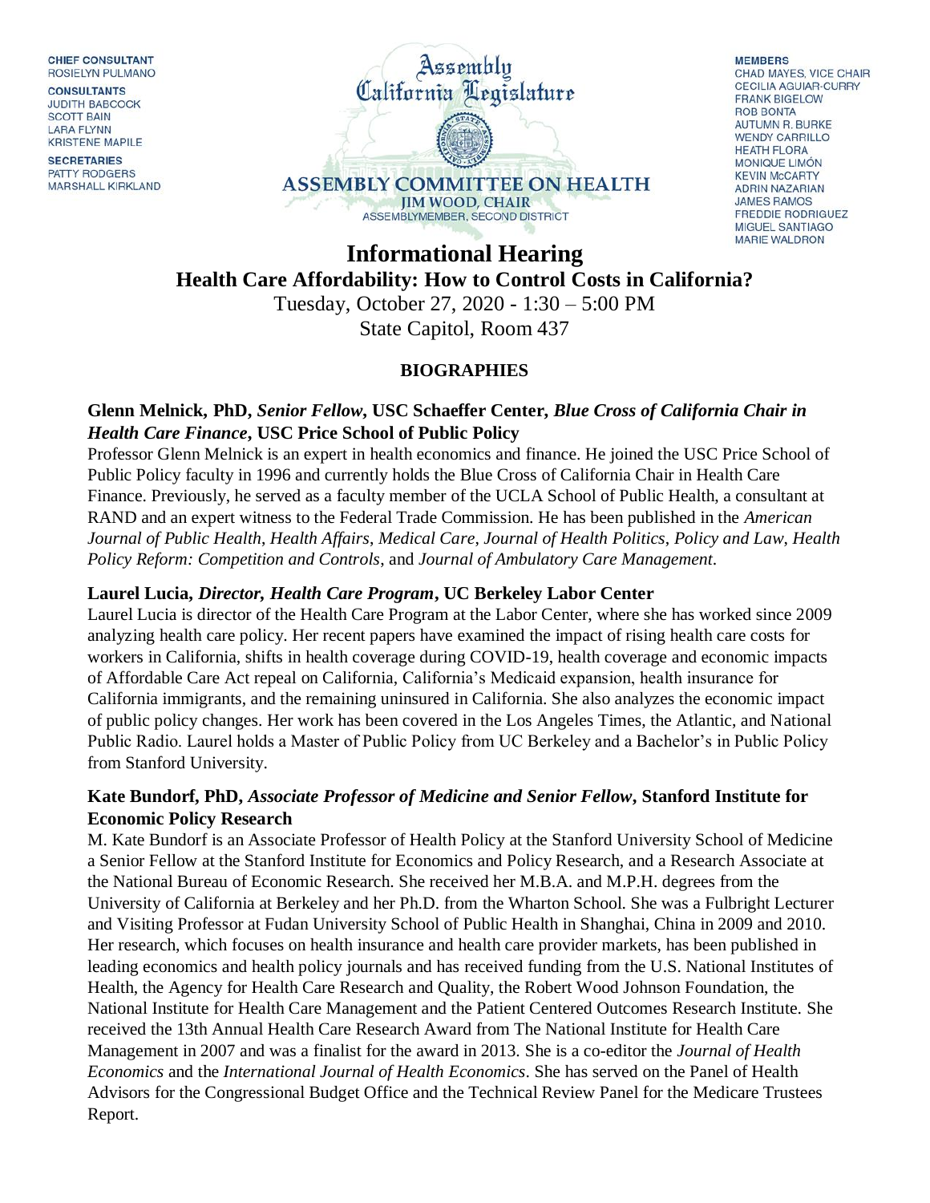**CHIEF CONSULTANT**
ROSIELYN PULMANO

**CONSULTANTS**
JUDITH BABCOCK
SCOTT BAIN
LARA FLYNN
KRISTENE MAPILE

**SECRETARIES**
PATTY RODGERS
MARSHALL KIRKLAND

Assembly
California Legislature

**ASSEMBLY COMMITTEE ON HEALTH**
**JIM WOOD, CHAIR**
ASSEMBLYMEMBER, SECOND DISTRICT

**MEMBERS**
CHAD MAYES, VICE CHAIR
CECILIA AGUIAR-CURRY
FRANK BIGELOW
ROB BONTA
AUTUMN R. BURKE
WENDY CARRILLO
HEATH FLORA
MONIQUE LIMÓN
KEVIN McCARTY
ADRIN NAZARIAN
JAMES RAMOS
FREDDIE RODRIGUEZ
MIGUEL SANTIAGO
MARIE WALDRON

# Informational Hearing
## Health Care Affordability: How to Control Costs in California?

Tuesday, October 27, 2020 - 1:30 – 5:00 PM
State Capitol, Room 437

### BIOGRAPHIES

**Glenn Melnick, PhD, *Senior Fellow*, USC Schaeffer Center, *Blue Cross of California Chair in Health Care Finance*, USC Price School of Public Policy**

Professor Glenn Melnick is an expert in health economics and finance. He joined the USC Price School of Public Policy faculty in 1996 and currently holds the Blue Cross of California Chair in Health Care Finance. Previously, he served as a faculty member of the UCLA School of Public Health, a consultant at RAND and an expert witness to the Federal Trade Commission. He has been published in the *American Journal of Public Health*, *Health Affairs*, *Medical Care*, *Journal of Health Politics*, *Policy and Law*, *Health Policy Reform: Competition and Controls*, and *Journal of Ambulatory Care Management*.

**Laurel Lucia, *Director, Health Care Program*, UC Berkeley Labor Center**

Laurel Lucia is director of the Health Care Program at the Labor Center, where she has worked since 2009 analyzing health care policy. Her recent papers have examined the impact of rising health care costs for workers in California, shifts in health coverage during COVID-19, health coverage and economic impacts of Affordable Care Act repeal on California, California's Medicaid expansion, health insurance for California immigrants, and the remaining uninsured in California. She also analyzes the economic impact of public policy changes. Her work has been covered in the Los Angeles Times, the Atlantic, and National Public Radio. Laurel holds a Master of Public Policy from UC Berkeley and a Bachelor's in Public Policy from Stanford University.

**Kate Bundorf, PhD, *Associate Professor of Medicine and Senior Fellow*, Stanford Institute for Economic Policy Research**

M. Kate Bundorf is an Associate Professor of Health Policy at the Stanford University School of Medicine a Senior Fellow at the Stanford Institute for Economics and Policy Research, and a Research Associate at the National Bureau of Economic Research. She received her M.B.A. and M.P.H. degrees from the University of California at Berkeley and her Ph.D. from the Wharton School. She was a Fulbright Lecturer and Visiting Professor at Fudan University School of Public Health in Shanghai, China in 2009 and 2010. Her research, which focuses on health insurance and health care provider markets, has been published in leading economics and health policy journals and has received funding from the U.S. National Institutes of Health, the Agency for Health Care Research and Quality, the Robert Wood Johnson Foundation, the National Institute for Health Care Management and the Patient Centered Outcomes Research Institute. She received the 13th Annual Health Care Research Award from The National Institute for Health Care Management in 2007 and was a finalist for the award in 2013. She is a co-editor the *Journal of Health Economics* and the *International Journal of Health Economics*. She has served on the Panel of Health Advisors for the Congressional Budget Office and the Technical Review Panel for the Medicare Trustees Report.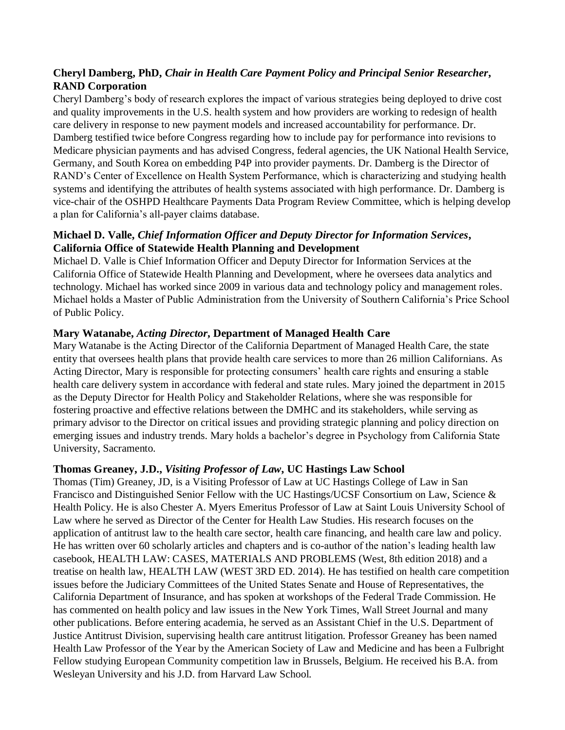**Cheryl Damberg, PhD,** ***Chair in Health Care Payment Policy and Principal Senior Researcher*****, RAND Corporation**

Cheryl Damberg's body of research explores the impact of various strategies being deployed to drive cost and quality improvements in the U.S. health system and how providers are working to redesign of health care delivery in response to new payment models and increased accountability for performance. Dr. Damberg testified twice before Congress regarding how to include pay for performance into revisions to Medicare physician payments and has advised Congress, federal agencies, the UK National Health Service, Germany, and South Korea on embedding P4P into provider payments. Dr. Damberg is the Director of RAND's Center of Excellence on Health System Performance, which is characterizing and studying health systems and identifying the attributes of health systems associated with high performance. Dr. Damberg is vice-chair of the OSHPD Healthcare Payments Data Program Review Committee, which is helping develop a plan for California's all-payer claims database.

**Michael D. Valle,** ***Chief Information Officer and Deputy Director for Information Services*****, California Office of Statewide Health Planning and Development**

Michael D. Valle is Chief Information Officer and Deputy Director for Information Services at the California Office of Statewide Health Planning and Development, where he oversees data analytics and technology. Michael has worked since 2009 in various data and technology policy and management roles. Michael holds a Master of Public Administration from the University of Southern California's Price School of Public Policy.

**Mary Watanabe,** ***Acting Director*****, Department of Managed Health Care**

Mary Watanabe is the Acting Director of the California Department of Managed Health Care, the state entity that oversees health plans that provide health care services to more than 26 million Californians. As Acting Director, Mary is responsible for protecting consumers' health care rights and ensuring a stable health care delivery system in accordance with federal and state rules. Mary joined the department in 2015 as the Deputy Director for Health Policy and Stakeholder Relations, where she was responsible for fostering proactive and effective relations between the DMHC and its stakeholders, while serving as primary advisor to the Director on critical issues and providing strategic planning and policy direction on emerging issues and industry trends. Mary holds a bachelor's degree in Psychology from California State University, Sacramento.

**Thomas Greaney, J.D.,** ***Visiting Professor of Law*****, UC Hastings Law School**

Thomas (Tim) Greaney, JD, is a Visiting Professor of Law at UC Hastings College of Law in San Francisco and Distinguished Senior Fellow with the UC Hastings/UCSF Consortium on Law, Science & Health Policy. He is also Chester A. Myers Emeritus Professor of Law at Saint Louis University School of Law where he served as Director of the Center for Health Law Studies. His research focuses on the application of antitrust law to the health care sector, health care financing, and health care law and policy. He has written over 60 scholarly articles and chapters and is co-author of the nation's leading health law casebook, HEALTH LAW: CASES, MATERIALS AND PROBLEMS (West, 8th edition 2018) and a treatise on health law, HEALTH LAW (WEST 3RD ED. 2014). He has testified on health care competition issues before the Judiciary Committees of the United States Senate and House of Representatives, the California Department of Insurance, and has spoken at workshops of the Federal Trade Commission. He has commented on health policy and law issues in the New York Times, Wall Street Journal and many other publications. Before entering academia, he served as an Assistant Chief in the U.S. Department of Justice Antitrust Division, supervising health care antitrust litigation. Professor Greaney has been named Health Law Professor of the Year by the American Society of Law and Medicine and has been a Fulbright Fellow studying European Community competition law in Brussels, Belgium. He received his B.A. from Wesleyan University and his J.D. from Harvard Law School.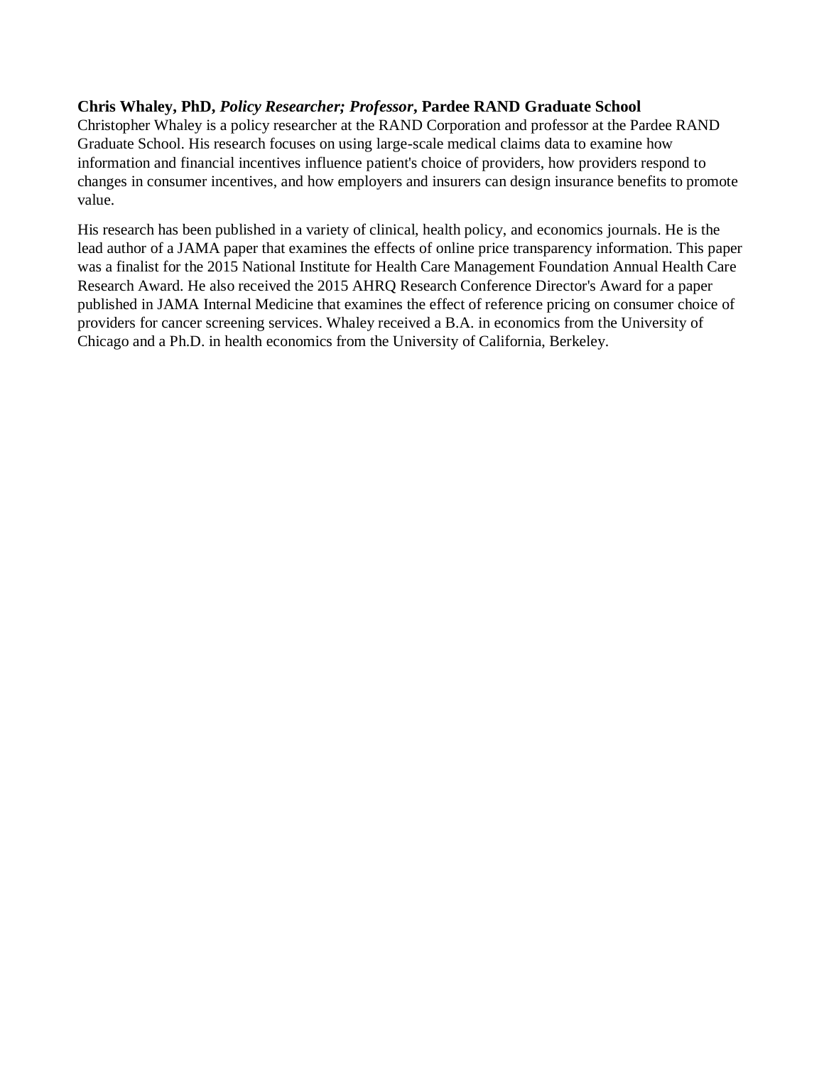**Chris Whaley, PhD, *Policy Researcher; Professor*, Pardee RAND Graduate School**
Christopher Whaley is a policy researcher at the RAND Corporation and professor at the Pardee RAND Graduate School. His research focuses on using large-scale medical claims data to examine how information and financial incentives influence patient's choice of providers, how providers respond to changes in consumer incentives, and how employers and insurers can design insurance benefits to promote value.

His research has been published in a variety of clinical, health policy, and economics journals. He is the lead author of a JAMA paper that examines the effects of online price transparency information. This paper was a finalist for the 2015 National Institute for Health Care Management Foundation Annual Health Care Research Award. He also received the 2015 AHRQ Research Conference Director's Award for a paper published in JAMA Internal Medicine that examines the effect of reference pricing on consumer choice of providers for cancer screening services. Whaley received a B.A. in economics from the University of Chicago and a Ph.D. in health economics from the University of California, Berkeley.